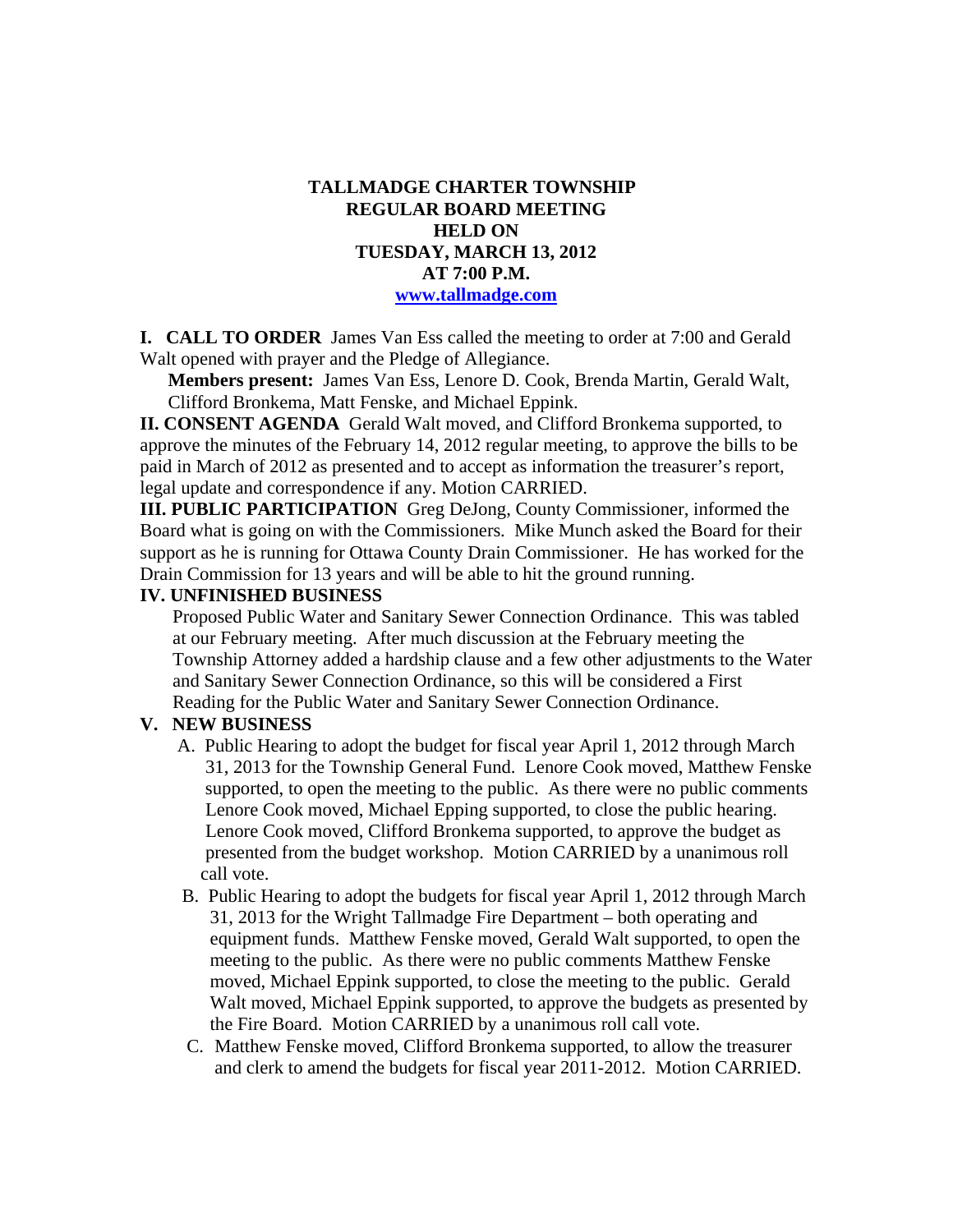**TALLMADGE CHARTER TOWNSHIP**
**REGULAR BOARD MEETING**
**HELD ON**
**TUESDAY, MARCH 13, 2012**
**AT 7:00 P.M.**
**www.tallmadge.com**

**I. CALL TO ORDER** James Van Ess called the meeting to order at 7:00 and Gerald Walt opened with prayer and the Pledge of Allegiance.

**Members present:** James Van Ess, Lenore D. Cook, Brenda Martin, Gerald Walt, Clifford Bronkema, Matt Fenske, and Michael Eppink.

**II. CONSENT AGENDA** Gerald Walt moved, and Clifford Bronkema supported, to approve the minutes of the February 14, 2012 regular meeting, to approve the bills to be paid in March of 2012 as presented and to accept as information the treasurer's report, legal update and correspondence if any. Motion CARRIED.

**III. PUBLIC PARTICIPATION** Greg DeJong, County Commissioner, informed the Board what is going on with the Commissioners. Mike Munch asked the Board for their support as he is running for Ottawa County Drain Commissioner. He has worked for the Drain Commission for 13 years and will be able to hit the ground running.

**IV. UNFINISHED BUSINESS**

Proposed Public Water and Sanitary Sewer Connection Ordinance. This was tabled at our February meeting. After much discussion at the February meeting the Township Attorney added a hardship clause and a few other adjustments to the Water and Sanitary Sewer Connection Ordinance, so this will be considered a First Reading for the Public Water and Sanitary Sewer Connection Ordinance.

**V. NEW BUSINESS**

A. Public Hearing to adopt the budget for fiscal year April 1, 2012 through March 31, 2013 for the Township General Fund. Lenore Cook moved, Matthew Fenske supported, to open the meeting to the public. As there were no public comments Lenore Cook moved, Michael Epping supported, to close the public hearing. Lenore Cook moved, Clifford Bronkema supported, to approve the budget as presented from the budget workshop. Motion CARRIED by a unanimous roll call vote.

B. Public Hearing to adopt the budgets for fiscal year April 1, 2012 through March 31, 2013 for the Wright Tallmadge Fire Department – both operating and equipment funds. Matthew Fenske moved, Gerald Walt supported, to open the meeting to the public. As there were no public comments Matthew Fenske moved, Michael Eppink supported, to close the meeting to the public. Gerald Walt moved, Michael Eppink supported, to approve the budgets as presented by the Fire Board. Motion CARRIED by a unanimous roll call vote.

C. Matthew Fenske moved, Clifford Bronkema supported, to allow the treasurer and clerk to amend the budgets for fiscal year 2011-2012. Motion CARRIED.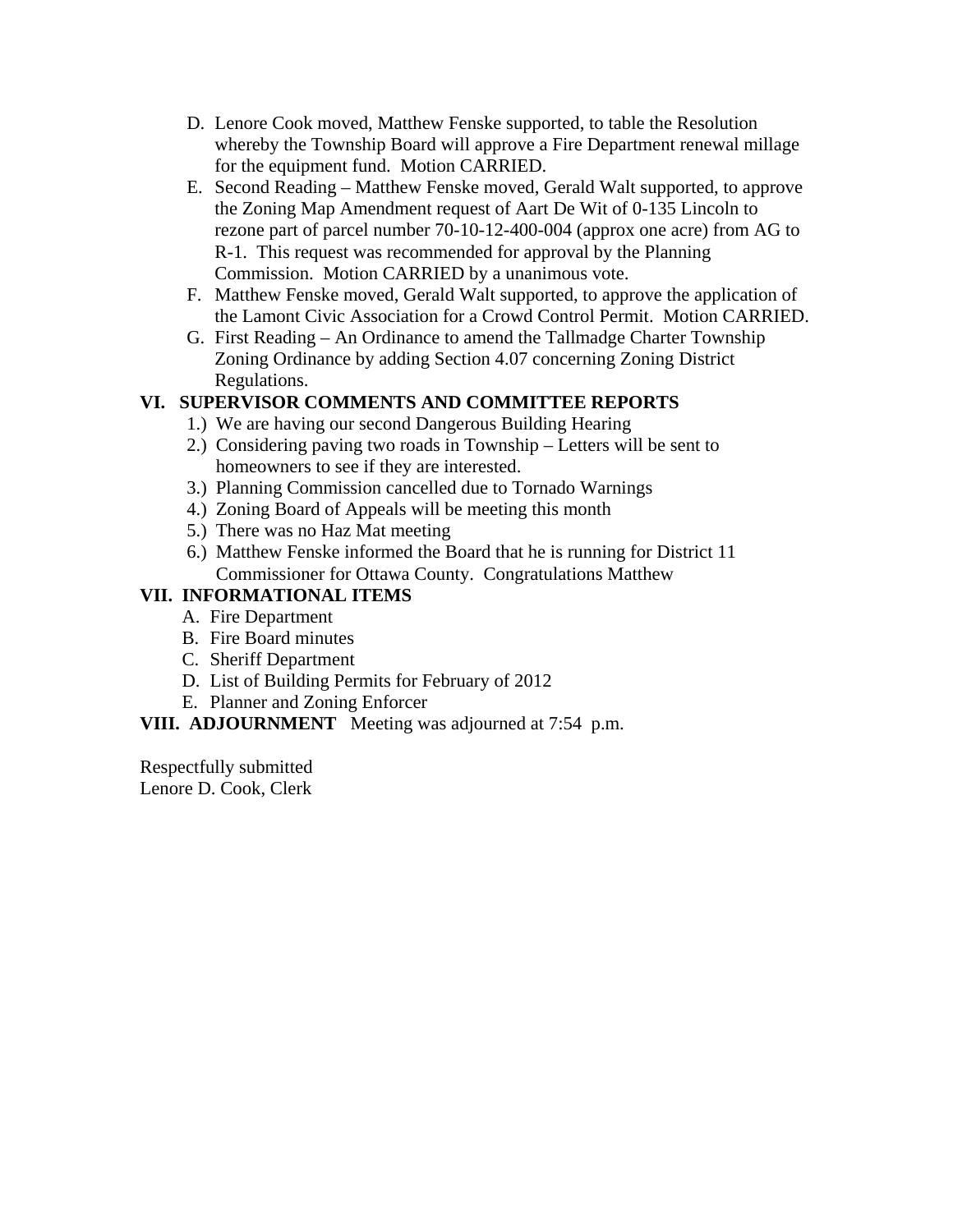D. Lenore Cook moved, Matthew Fenske supported, to table the Resolution whereby the Township Board will approve a Fire Department renewal millage for the equipment fund. Motion CARRIED.

E. Second Reading – Matthew Fenske moved, Gerald Walt supported, to approve the Zoning Map Amendment request of Aart De Wit of 0-135 Lincoln to rezone part of parcel number 70-10-12-400-004 (approx one acre) from AG to R-1. This request was recommended for approval by the Planning Commission. Motion CARRIED by a unanimous vote.

F. Matthew Fenske moved, Gerald Walt supported, to approve the application of the Lamont Civic Association for a Crowd Control Permit. Motion CARRIED.

G. First Reading – An Ordinance to amend the Tallmadge Charter Township Zoning Ordinance by adding Section 4.07 concerning Zoning District Regulations.

**VI. SUPERVISOR COMMENTS AND COMMITTEE REPORTS**

1.) We are having our second Dangerous Building Hearing
2.) Considering paving two roads in Township – Letters will be sent to homeowners to see if they are interested.
3.) Planning Commission cancelled due to Tornado Warnings
4.) Zoning Board of Appeals will be meeting this month
5.) There was no Haz Mat meeting
6.) Matthew Fenske informed the Board that he is running for District 11 Commissioner for Ottawa County. Congratulations Matthew

**VII. INFORMATIONAL ITEMS**

A. Fire Department
B. Fire Board minutes
C. Sheriff Department
D. List of Building Permits for February of 2012
E. Planner and Zoning Enforcer

**VIII. ADJOURNMENT** Meeting was adjourned at 7:54 p.m.

Respectfully submitted
Lenore D. Cook, Clerk